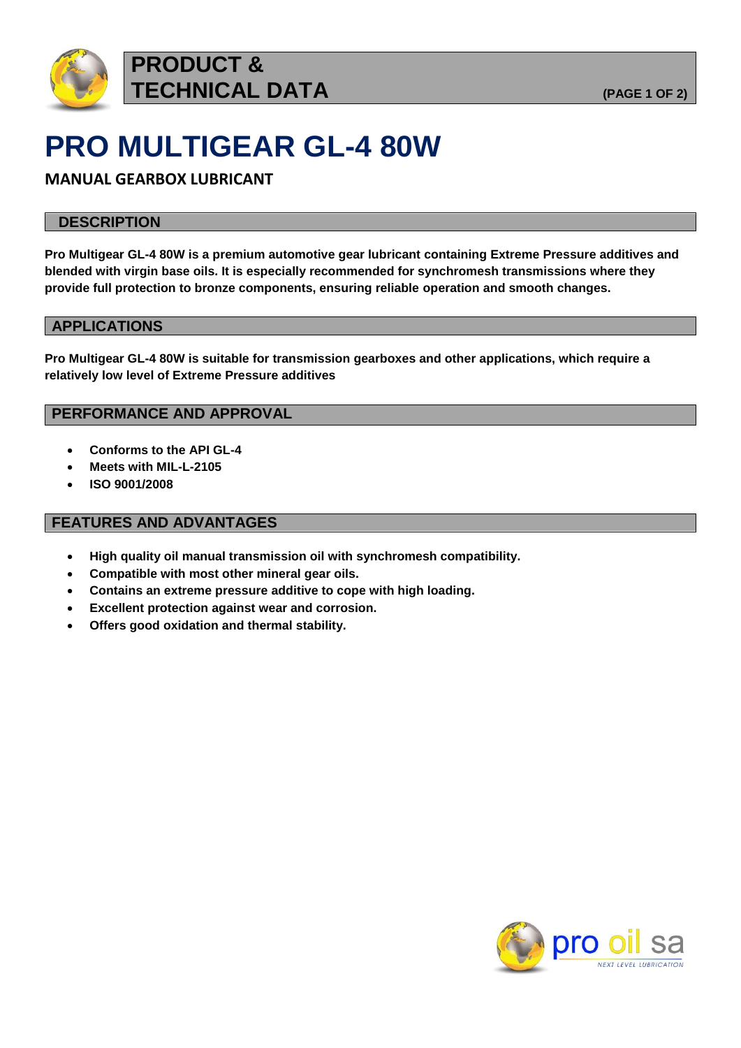# PRODUCT & TECHNICAL DATA

# PRO MULTIGEAR GL-4 80W

### MANUAL GEARBOX LUBRICANT

## DESCRIPTION

**Pro Multigear GL-4 80W is a premium automotive gear lubricant containing Extreme Pressure additives and blended with virgin base oils. It is especially recommended for synchromesh transmissions where they provide full protection to bronze components, ensuring reliable operation and smooth changes.**

## APPLICATIONS

**Pro Multigear GL-4 80W is suitable for transmission gearboxes and other applications, which require a relatively low level of Extreme Pressure additives**

## PERFORMANCE AND APPROVAL

- **Conforms to the API GL-4**
- **Meets with MIL-L-2105**
- **ISO 9001/2008**

## FEATURES AND ADVANTAGES

- **High quality oil manual transmission oil with synchromesh compatibility.**
- **Compatible with most other mineral gear oils.**
- **Contains an extreme pressure additive to cope with high loading.**
- **Excellent protection against wear and corrosion.**
- **Offers good oxidation and thermal stability.**

pro oil sa
NEXT LEVEL LUBRICATION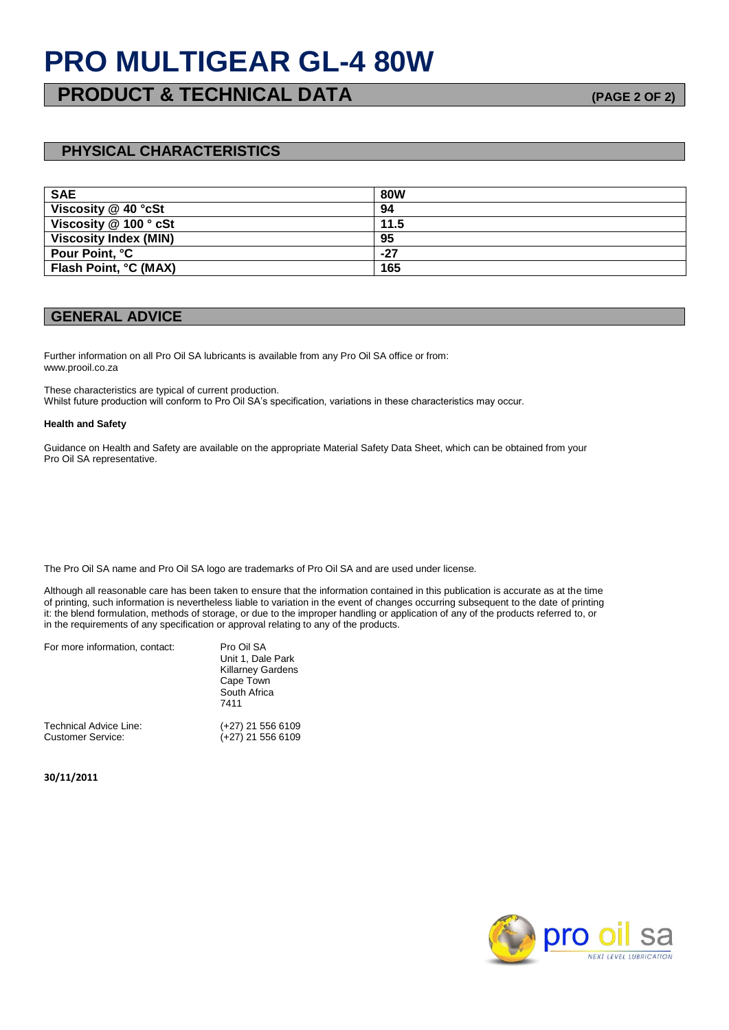# PRO MULTIGEAR GL-4 80W

## PRODUCT & TECHNICAL DATA

### PHYSICAL CHARACTERISTICS

| SAE | 80W |
|---|---|
| Viscosity @ 40 °cSt | 94 |
| Viscosity @ 100 ° cSt | 11.5 |
| Viscosity Index (MIN) | 95 |
| Pour Point, °C | -27 |
| Flash Point, °C (MAX) | 165 |

### GENERAL ADVICE

Further information on all Pro Oil SA lubricants is available from any Pro Oil SA office or from:
www.prooil.co.za

These characteristics are typical of current production.
Whilst future production will conform to Pro Oil SA's specification, variations in these characteristics may occur.

**Health and Safety**

Guidance on Health and Safety are available on the appropriate Material Safety Data Sheet, which can be obtained from your Pro Oil SA representative.

The Pro Oil SA name and Pro Oil SA logo are trademarks of Pro Oil SA and are used under license.

Although all reasonable care has been taken to ensure that the information contained in this publication is accurate as at the time of printing, such information is nevertheless liable to variation in the event of changes occurring subsequent to the date of printing it: the blend formulation, methods of storage, or due to the improper handling or application of any of the products referred to, or in the requirements of any specification or approval relating to any of the products.

For more information, contact:

Pro Oil SA
Unit 1, Dale Park
Killarney Gardens
Cape Town
South Africa
7411

Technical Advice Line: (+27) 21 556 6109
Customer Service: (+27) 21 556 6109

**30/11/2011**

pro oil sa
NEXT LEVEL LUBRICATION